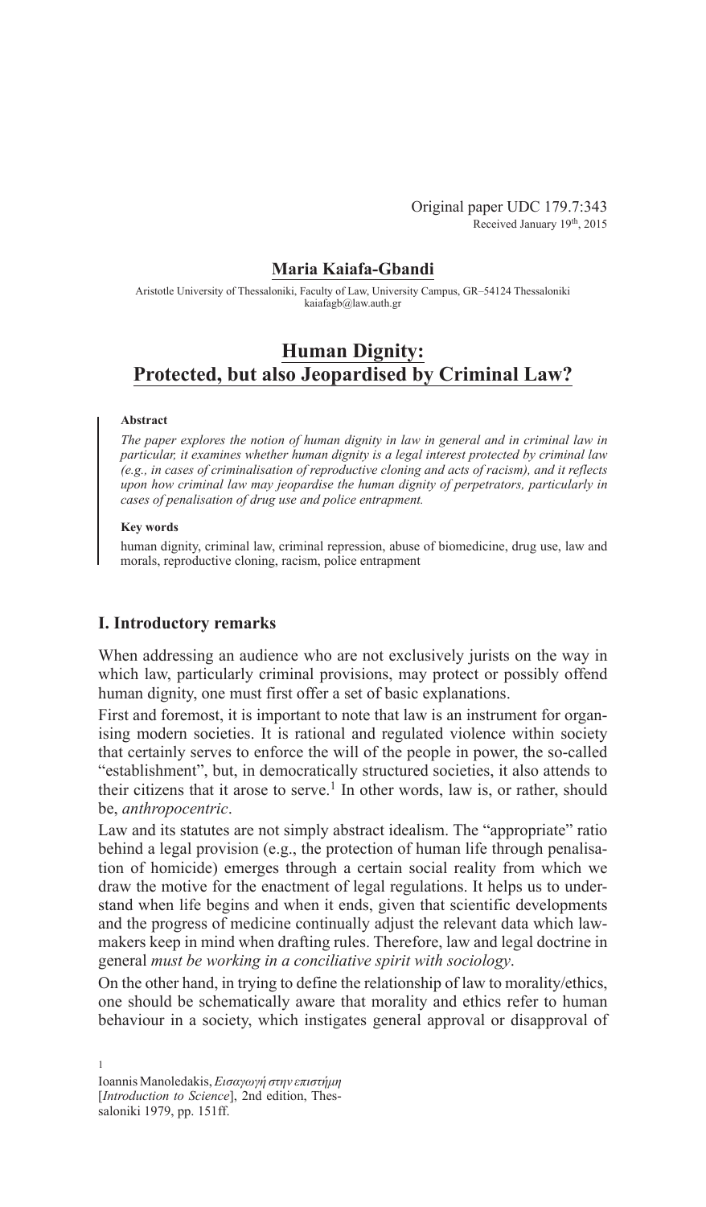Original paper UDC 179.7:343
Received January 19th, 2015

**Maria Kaiafa-Gbandi**

Aristotle University of Thessaloniki, Faculty of Law, University Campus, GR–54124 Thessaloniki
kaiafagb@law.auth.gr

# Human Dignity: Protected, but also Jeopardised by Criminal Law?

**Abstract**

*The paper explores the notion of human dignity in law in general and in criminal law in particular, it examines whether human dignity is a legal interest protected by criminal law (e.g., in cases of criminalisation of reproductive cloning and acts of racism), and it reflects upon how criminal law may jeopardise the human dignity of perpetrators, particularly in cases of penalisation of drug use and police entrapment.*

**Key words**

human dignity, criminal law, criminal repression, abuse of biomedicine, drug use, law and morals, reproductive cloning, racism, police entrapment

## I. Introductory remarks

When addressing an audience who are not exclusively jurists on the way in which law, particularly criminal provisions, may protect or possibly offend human dignity, one must first offer a set of basic explanations.

First and foremost, it is important to note that law is an instrument for organising modern societies. It is rational and regulated violence within society that certainly serves to enforce the will of the people in power, the so-called "establishment", but, in democratically structured societies, it also attends to their citizens that it arose to serve.[1] In other words, law is, or rather, should be, *anthropocentric*.

Law and its statutes are not simply abstract idealism. The "appropriate" ratio behind a legal provision (e.g., the protection of human life through penalisation of homicide) emerges through a certain social reality from which we draw the motive for the enactment of legal regulations. It helps us to understand when life begins and when it ends, given that scientific developments and the progress of medicine continually adjust the relevant data which lawmakers keep in mind when drafting rules. Therefore, law and legal doctrine in general *must be working in a conciliative spirit with sociology*.

On the other hand, in trying to define the relationship of law to morality/ethics, one should be schematically aware that morality and ethics refer to human behaviour in a society, which instigates general approval or disapproval of

[1] Ioannis Manoledakis, *Εισαγωγή στην επιστήμη* [*Introduction to Science*], 2nd edition, Thessaloniki 1979, pp. 151ff.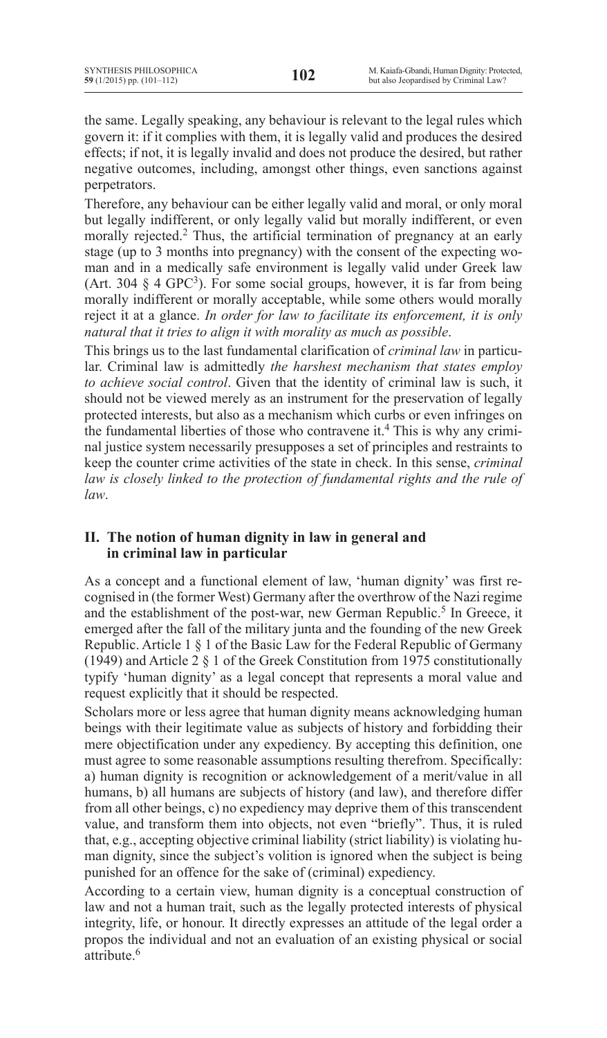the same. Legally speaking, any behaviour is relevant to the legal rules which govern it: if it complies with them, it is legally valid and produces the desired effects; if not, it is legally invalid and does not produce the desired, but rather negative outcomes, including, amongst other things, even sanctions against perpetrators.

Therefore, any behaviour can be either legally valid and moral, or only moral but legally indifferent, or only legally valid but morally indifferent, or even morally rejected.[2] Thus, the artificial termination of pregnancy at an early stage (up to 3 months into pregnancy) with the consent of the expecting woman and in a medically safe environment is legally valid under Greek law (Art. 304 § 4 GPC[3]). For some social groups, however, it is far from being morally indifferent or morally acceptable, while some others would morally reject it at a glance. *In order for law to facilitate its enforcement, it is only natural that it tries to align it with morality as much as possible*.

This brings us to the last fundamental clarification of *criminal law* in particular. Criminal law is admittedly *the harshest mechanism that states employ to achieve social control*. Given that the identity of criminal law is such, it should not be viewed merely as an instrument for the preservation of legally protected interests, but also as a mechanism which curbs or even infringes on the fundamental liberties of those who contravene it.[4] This is why any criminal justice system necessarily presupposes a set of principles and restraints to keep the counter crime activities of the state in check. In this sense, *criminal law is closely linked to the protection of fundamental rights and the rule of law*.

## II. The notion of human dignity in law in general and in criminal law in particular

As a concept and a functional element of law, 'human dignity' was first recognised in (the former West) Germany after the overthrow of the Nazi regime and the establishment of the post-war, new German Republic.[5] In Greece, it emerged after the fall of the military junta and the founding of the new Greek Republic. Article 1 § 1 of the Basic Law for the Federal Republic of Germany (1949) and Article 2 § 1 of the Greek Constitution from 1975 constitutionally typify 'human dignity' as a legal concept that represents a moral value and request explicitly that it should be respected.

Scholars more or less agree that human dignity means acknowledging human beings with their legitimate value as subjects of history and forbidding their mere objectification under any expediency. By accepting this definition, one must agree to some reasonable assumptions resulting therefrom. Specifically: a) human dignity is recognition or acknowledgement of a merit/value in all humans, b) all humans are subjects of history (and law), and therefore differ from all other beings, c) no expediency may deprive them of this transcendent value, and transform them into objects, not even "briefly". Thus, it is ruled that, e.g., accepting objective criminal liability (strict liability) is violating human dignity, since the subject's volition is ignored when the subject is being punished for an offence for the sake of (criminal) expediency.

According to a certain view, human dignity is a conceptual construction of law and not a human trait, such as the legally protected interests of physical integrity, life, or honour. It directly expresses an attitude of the legal order a propos the individual and not an evaluation of an existing physical or social attribute.[6]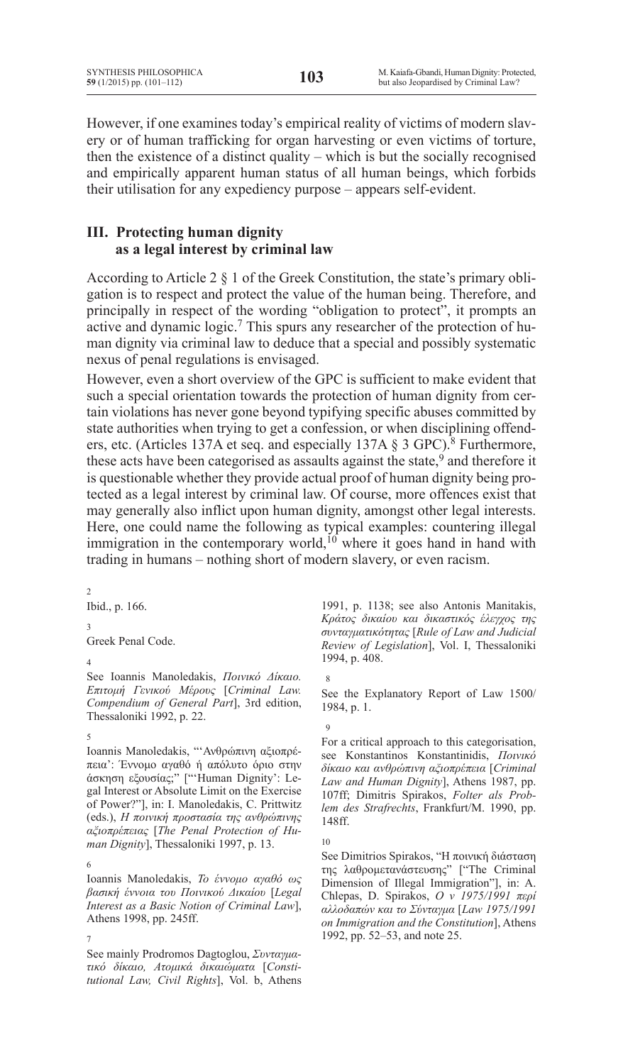However, if one examines today's empirical reality of victims of modern slavery or of human trafficking for organ harvesting or even victims of torture, then the existence of a distinct quality – which is but the socially recognised and empirically apparent human status of all human beings, which forbids their utilisation for any expediency purpose – appears self-evident.

## III. Protecting human dignity as a legal interest by criminal law

According to Article 2 § 1 of the Greek Constitution, the state's primary obligation is to respect and protect the value of the human being. Therefore, and principally in respect of the wording "obligation to protect", it prompts an active and dynamic logic.[7] This spurs any researcher of the protection of human dignity via criminal law to deduce that a special and possibly systematic nexus of penal regulations is envisaged.

However, even a short overview of the GPC is sufficient to make evident that such a special orientation towards the protection of human dignity from certain violations has never gone beyond typifying specific abuses committed by state authorities when trying to get a confession, or when disciplining offenders, etc. (Articles 137A et seq. and especially 137A § 3 GPC).[8] Furthermore, these acts have been categorised as assaults against the state,[9] and therefore it is questionable whether they provide actual proof of human dignity being protected as a legal interest by criminal law. Of course, more offences exist that may generally also inflict upon human dignity, amongst other legal interests. Here, one could name the following as typical examples: countering illegal immigration in the contemporary world,[10] where it goes hand in hand with trading in humans – nothing short of modern slavery, or even racism.

---

[2] Ibid., p. 166.

[3] Greek Penal Code.

[4] See Ioannis Manoledakis, *Ποινικό Δίκαιο. Επιτομή Γενικού Μέρους* [*Criminal Law. Compendium of General Part*], 3rd edition, Thessaloniki 1992, p. 22.

[5] Ioannis Manoledakis, "'Ανθρώπινη αξιοπρέπεια': Έννομο αγαθό ή απόλυτο όριο στην άσκηση εξουσίας;" ["'Human Dignity': Legal Interest or Absolute Limit on the Exercise of Power?"], in: I. Manoledakis, C. Prittwitz (eds.), *Η ποινική προστασία της ανθρώπινης αξιοπρέπειας* [*The Penal Protection of Human Dignity*], Thessaloniki 1997, p. 13.

[6] Ioannis Manoledakis, *Το έννομο αγαθό ως βασική έννοια του Ποινικού Δικαίου* [*Legal Interest as a Basic Notion of Criminal Law*], Athens 1998, pp. 245ff.

[7] See mainly Prodromos Dagtoglou, *Συνταγματικό δίκαιο, Ατομικά δικαιώματα* [*Constitutional Law, Civil Rights*], Vol. b, Athens 1991, p. 1138; see also Antonis Manitakis, *Κράτος δικαίου και δικαστικός έλεγχος της συνταγματικότητας* [*Rule of Law and Judicial Review of Legislation*], Vol. I, Thessaloniki 1994, p. 408.

[8] See the Explanatory Report of Law 1500/1984, p. 1.

[9] For a critical approach to this categorisation, see Konstantinos Konstantinidis, *Ποινικό δίκαιο και ανθρώπινη αξιοπρέπεια* [*Criminal Law and Human Dignity*], Athens 1987, pp. 107ff; Dimitris Spirakos, *Folter als Problem des Strafrechts*, Frankfurt/M. 1990, pp. 148ff.

[10] See Dimitrios Spirakos, "Η ποινική διάσταση της λαθρομετανάστευσης" ["The Criminal Dimension of Illegal Immigration"], in: A. Chlepas, D. Spirakos, *Ο ν 1975/1991 περί αλλοδαπών και το Σύνταγμα* [*Law 1975/1991 on Immigration and the Constitution*], Athens 1992, pp. 52–53, and note 25.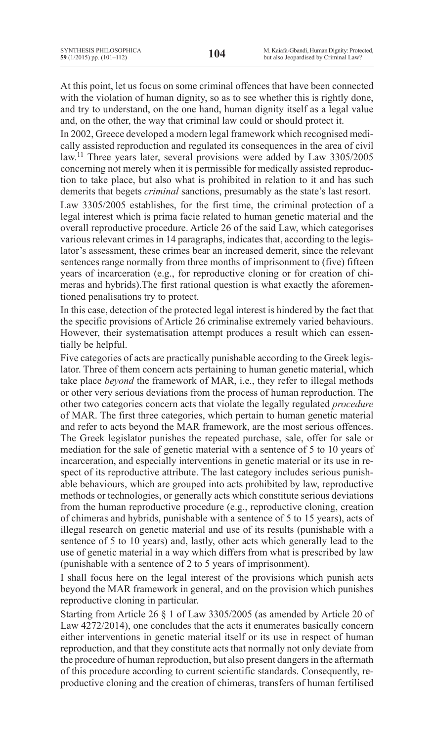At this point, let us focus on some criminal offences that have been connected with the violation of human dignity, so as to see whether this is rightly done, and try to understand, on the one hand, human dignity itself as a legal value and, on the other, the way that criminal law could or should protect it.

In 2002, Greece developed a modern legal framework which recognised medically assisted reproduction and regulated its consequences in the area of civil law.[11] Three years later, several provisions were added by Law 3305/2005 concerning not merely when it is permissible for medically assisted reproduction to take place, but also what is prohibited in relation to it and has such demerits that begets *criminal* sanctions, presumably as the state's last resort.

Law 3305/2005 establishes, for the first time, the criminal protection of a legal interest which is prima facie related to human genetic material and the overall reproductive procedure. Article 26 of the said Law, which categorises various relevant crimes in 14 paragraphs, indicates that, according to the legislator's assessment, these crimes bear an increased demerit, since the relevant sentences range normally from three months of imprisonment to (five) fifteen years of incarceration (e.g., for reproductive cloning or for creation of chimeras and hybrids).The first rational question is what exactly the aforementioned penalisations try to protect.

In this case, detection of the protected legal interest is hindered by the fact that the specific provisions of Article 26 criminalise extremely varied behaviours. However, their systematisation attempt produces a result which can essentially be helpful.

Five categories of acts are practically punishable according to the Greek legislator. Three of them concern acts pertaining to human genetic material, which take place *beyond* the framework of MAR, i.e., they refer to illegal methods or other very serious deviations from the process of human reproduction. The other two categories concern acts that violate the legally regulated *procedure* of MAR. The first three categories, which pertain to human genetic material and refer to acts beyond the MAR framework, are the most serious offences. The Greek legislator punishes the repeated purchase, sale, offer for sale or mediation for the sale of genetic material with a sentence of 5 to 10 years of incarceration, and especially interventions in genetic material or its use in respect of its reproductive attribute. The last category includes serious punishable behaviours, which are grouped into acts prohibited by law, reproductive methods or technologies, or generally acts which constitute serious deviations from the human reproductive procedure (e.g., reproductive cloning, creation of chimeras and hybrids, punishable with a sentence of 5 to 15 years), acts of illegal research on genetic material and use of its results (punishable with a sentence of 5 to 10 years) and, lastly, other acts which generally lead to the use of genetic material in a way which differs from what is prescribed by law (punishable with a sentence of 2 to 5 years of imprisonment).

I shall focus here on the legal interest of the provisions which punish acts beyond the MAR framework in general, and on the provision which punishes reproductive cloning in particular.

Starting from Article 26 § 1 of Law 3305/2005 (as amended by Article 20 of Law 4272/2014), one concludes that the acts it enumerates basically concern either interventions in genetic material itself or its use in respect of human reproduction, and that they constitute acts that normally not only deviate from the procedure of human reproduction, but also present dangers in the aftermath of this procedure according to current scientific standards. Consequently, reproductive cloning and the creation of chimeras, transfers of human fertilised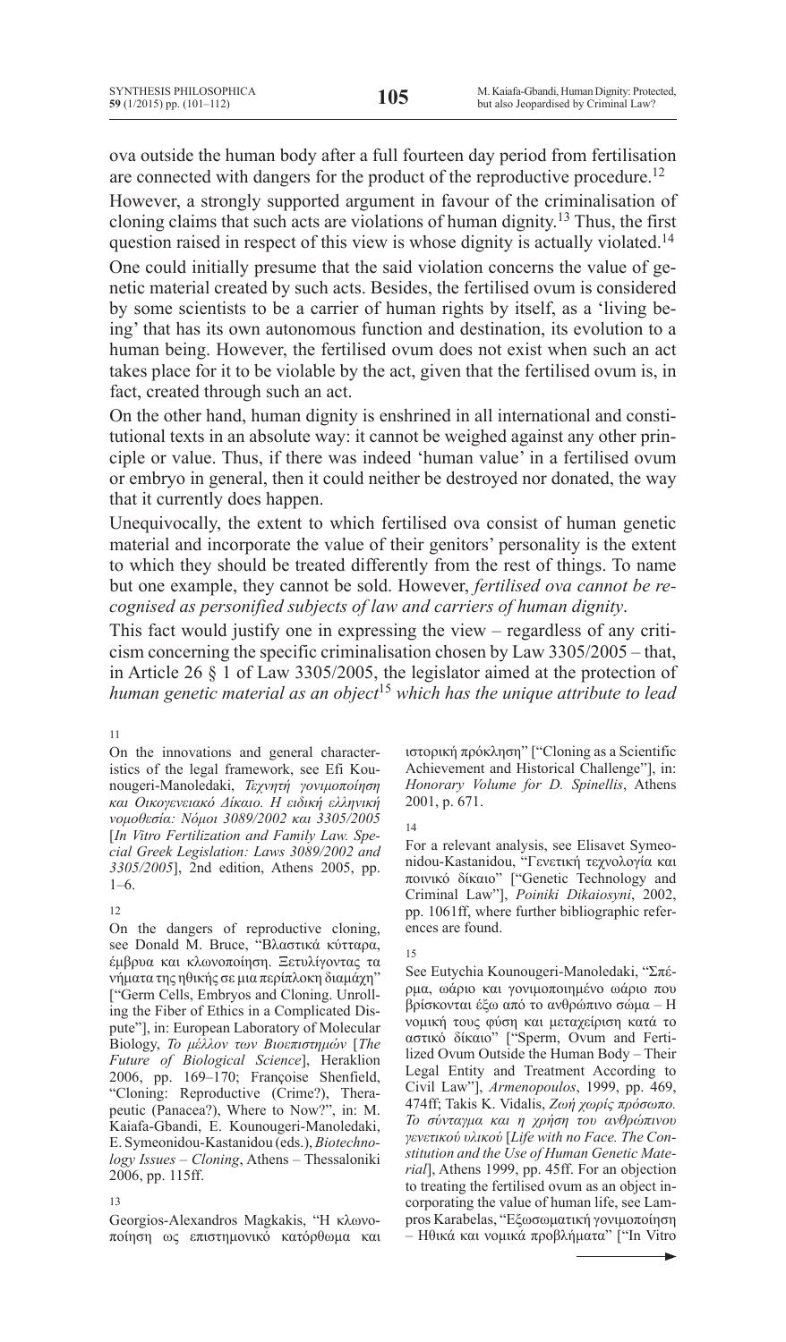ova outside the human body after a full fourteen day period from fertilisation are connected with dangers for the product of the reproductive procedure.[12]

However, a strongly supported argument in favour of the criminalisation of cloning claims that such acts are violations of human dignity.[13] Thus, the first question raised in respect of this view is whose dignity is actually violated.[14]

One could initially presume that the said violation concerns the value of genetic material created by such acts. Besides, the fertilised ovum is considered by some scientists to be a carrier of human rights by itself, as a 'living being' that has its own autonomous function and destination, its evolution to a human being. However, the fertilised ovum does not exist when such an act takes place for it to be violable by the act, given that the fertilised ovum is, in fact, created through such an act.

On the other hand, human dignity is enshrined in all international and constitutional texts in an absolute way: it cannot be weighed against any other principle or value. Thus, if there was indeed 'human value' in a fertilised ovum or embryo in general, then it could neither be destroyed nor donated, the way that it currently does happen.

Unequivocally, the extent to which fertilised ova consist of human genetic material and incorporate the value of their genitors' personality is the extent to which they should be treated differently from the rest of things. To name but one example, they cannot be sold. However, *fertilised ova cannot be recognised as personified subjects of law and carriers of human dignity*.

This fact would justify one in expressing the view – regardless of any criticism concerning the specific criminalisation chosen by Law 3305/2005 – that, in Article 26 § 1 of Law 3305/2005, the legislator aimed at the protection of *human genetic material as an object*[15] *which has the unique attribute to lead*

---

11

On the innovations and general characteristics of the legal framework, see Efi Kounougeri-Manoledaki, *Τεχνητή γονιμοποίηση και Οικογενειακό Δίκαιο. Η ειδική ελληνική νομοθεσία: Νόμοι 3089/2002 και 3305/2005* [*In Vitro Fertilization and Family Law. Special Greek Legislation: Laws 3089/2002 and 3305/2005*], 2nd edition, Athens 2005, pp. 1–6.

12

On the dangers of reproductive cloning, see Donald M. Bruce, "Βλαστικά κύτταρα, έμβρυα και κλωνοποίηση. Ξετυλίγοντας τα νήματα της ηθικής σε μια περίπλοκη διαμάχη" ["Germ Cells, Embryos and Cloning. Unrolling the Fiber of Ethics in a Complicated Dispute"], in: European Laboratory of Molecular Biology, *Το μέλλον των Βιοεπιστημών* [*The Future of Biological Science*], Heraklion 2006, pp. 169–170; Françoise Shenfield, "Cloning: Reproductive (Crime?), Therapeutic (Panacea?), Where to Now?", in: M. Kaiafa-Gbandi, E. Kounougeri-Manoledaki, E. Symeonidou-Kastanidou (eds.), *Biotechnology Issues – Cloning*, Athens – Thessaloniki 2006, pp. 115ff.

13

Georgios-Alexandros Magkakis, "Η κλωνοποίηση ως επιστημονικό κατόρθωμα και ιστορική πρόκληση" ["Cloning as a Scientific Achievement and Historical Challenge"], in: *Honorary Volume for D. Spinellis*, Athens 2001, p. 671.

14

For a relevant analysis, see Elisavet Symeonidou-Kastanidou, "Γενετική τεχνολογία και ποινικό δίκαιο" ["Genetic Technology and Criminal Law"], *Poiniki Dikaiosyni*, 2002, pp. 1061ff, where further bibliographic references are found.

15

See Eutychia Kounougeri-Manoledaki, "Σπέρμα, ωάριο και γονιμοποιημένο ωάριο που βρίσκονται έξω από το ανθρώπινο σώμα – Η νομική τους φύση και μεταχείριση κατά το αστικό δίκαιο" ["Sperm, Ovum and Fertilized Ovum Outside the Human Body – Their Legal Entity and Treatment According to Civil Law"], *Armenopoulos*, 1999, pp. 469, 474ff; Takis K. Vidalis, *Ζωή χωρίς πρόσωπο. Το σύνταγμα και η χρήση του ανθρώπινου γενετικού υλικού* [*Life with no Face. The Constitution and the Use of Human Genetic Material*], Athens 1999, pp. 45ff. For an objection to treating the fertilised ovum as an object incorporating the value of human life, see Lampros Karabelas, "Εξωσωματική γονιμοποίηση – Ηθικά και νομικά προβλήματα" ["In Vitro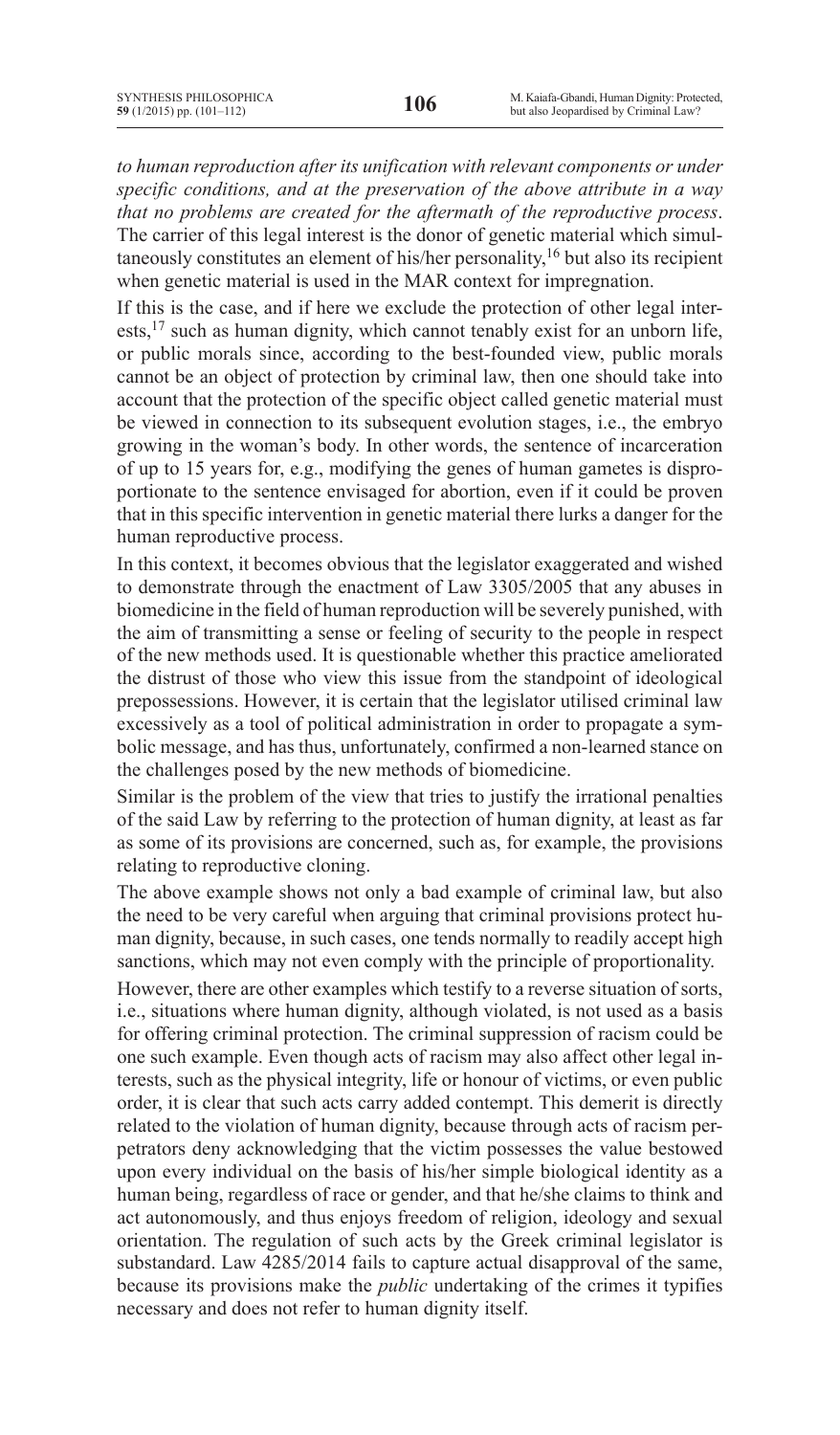*to human reproduction after its unification with relevant components or under specific conditions, and at the preservation of the above attribute in a way that no problems are created for the aftermath of the reproductive process*. The carrier of this legal interest is the donor of genetic material which simultaneously constitutes an element of his/her personality,[16] but also its recipient when genetic material is used in the MAR context for impregnation.

If this is the case, and if here we exclude the protection of other legal interests,[17] such as human dignity, which cannot tenably exist for an unborn life, or public morals since, according to the best-founded view, public morals cannot be an object of protection by criminal law, then one should take into account that the protection of the specific object called genetic material must be viewed in connection to its subsequent evolution stages, i.e., the embryo growing in the woman's body. In other words, the sentence of incarceration of up to 15 years for, e.g., modifying the genes of human gametes is disproportionate to the sentence envisaged for abortion, even if it could be proven that in this specific intervention in genetic material there lurks a danger for the human reproductive process.

In this context, it becomes obvious that the legislator exaggerated and wished to demonstrate through the enactment of Law 3305/2005 that any abuses in biomedicine in the field of human reproduction will be severely punished, with the aim of transmitting a sense or feeling of security to the people in respect of the new methods used. It is questionable whether this practice ameliorated the distrust of those who view this issue from the standpoint of ideological prepossessions. However, it is certain that the legislator utilised criminal law excessively as a tool of political administration in order to propagate a symbolic message, and has thus, unfortunately, confirmed a non-learned stance on the challenges posed by the new methods of biomedicine.

Similar is the problem of the view that tries to justify the irrational penalties of the said Law by referring to the protection of human dignity, at least as far as some of its provisions are concerned, such as, for example, the provisions relating to reproductive cloning.

The above example shows not only a bad example of criminal law, but also the need to be very careful when arguing that criminal provisions protect human dignity, because, in such cases, one tends normally to readily accept high sanctions, which may not even comply with the principle of proportionality.

However, there are other examples which testify to a reverse situation of sorts, i.e., situations where human dignity, although violated, is not used as a basis for offering criminal protection. The criminal suppression of racism could be one such example. Even though acts of racism may also affect other legal interests, such as the physical integrity, life or honour of victims, or even public order, it is clear that such acts carry added contempt. This demerit is directly related to the violation of human dignity, because through acts of racism perpetrators deny acknowledging that the victim possesses the value bestowed upon every individual on the basis of his/her simple biological identity as a human being, regardless of race or gender, and that he/she claims to think and act autonomously, and thus enjoys freedom of religion, ideology and sexual orientation. The regulation of such acts by the Greek criminal legislator is substandard. Law 4285/2014 fails to capture actual disapproval of the same, because its provisions make the *public* undertaking of the crimes it typifies necessary and does not refer to human dignity itself.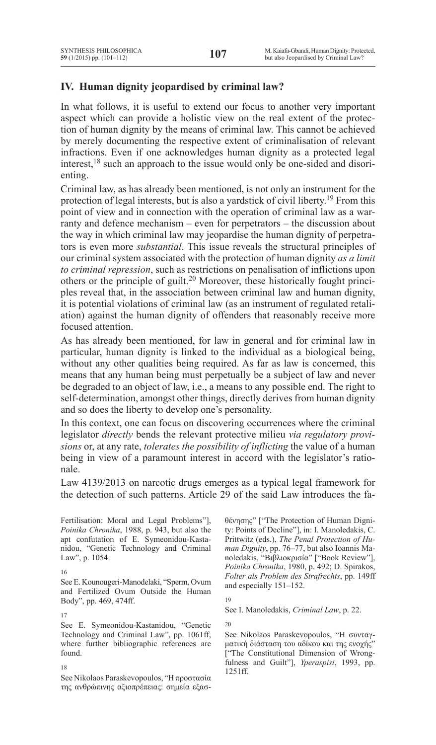## IV. Human dignity jeopardised by criminal law?

In what follows, it is useful to extend our focus to another very important aspect which can provide a holistic view on the real extent of the protection of human dignity by the means of criminal law. This cannot be achieved by merely documenting the respective extent of criminalisation of relevant infractions. Even if one acknowledges human dignity as a protected legal interest,[18] such an approach to the issue would only be one-sided and disorienting.

Criminal law, as has already been mentioned, is not only an instrument for the protection of legal interests, but is also a yardstick of civil liberty.[19] From this point of view and in connection with the operation of criminal law as a warranty and defence mechanism – even for perpetrators – the discussion about the way in which criminal law may jeopardise the human dignity of perpetrators is even more *substantial*. This issue reveals the structural principles of our criminal system associated with the protection of human dignity *as a limit to criminal repression*, such as restrictions on penalisation of inflictions upon others or the principle of guilt.[20] Moreover, these historically fought principles reveal that, in the association between criminal law and human dignity, it is potential violations of criminal law (as an instrument of regulated retaliation) against the human dignity of offenders that reasonably receive more focused attention.

As has already been mentioned, for law in general and for criminal law in particular, human dignity is linked to the individual as a biological being, without any other qualities being required. As far as law is concerned, this means that any human being must perpetually be a subject of law and never be degraded to an object of law, i.e., a means to any possible end. The right to self-determination, amongst other things, directly derives from human dignity and so does the liberty to develop one's personality.

In this context, one can focus on discovering occurrences where the criminal legislator *directly* bends the relevant protective milieu *via regulatory provisions* or, at any rate, *tolerates the possibility of inflicting* the value of a human being in view of a paramount interest in accord with the legislator's rationale.

Law 4139/2013 on narcotic drugs emerges as a typical legal framework for the detection of such patterns. Article 29 of the said Law introduces the fa-

---

Fertilisation: Moral and Legal Problems"], *Poinika Chronika*, 1988, p. 943, but also the apt confutation of E. Symeonidou-Kastanidou, "Genetic Technology and Criminal Law", p. 1054.

16 See E. Kounougeri-Manodelaki, "Sperm, Ovum and Fertilized Ovum Outside the Human Body", pp. 469, 474ff.

17 See E. Symeonidou-Kastanidou, "Genetic Technology and Criminal Law", pp. 1061ff, where further bibliographic references are found.

18 See Nikolaos Paraskevopoulos, "Η προστασία της ανθρώπινης αξιοπρέπειας: σημεία εξασθένησης" ["The Protection of Human Dignity: Points of Decline"], in: I. Manoledakis, C. Prittwitz (eds.), *The Penal Protection of Human Dignity*, pp. 76–77, but also Ioannis Manoledakis, "Βιβλιοκρισία" ["Book Review"], *Poinika Chronika*, 1980, p. 492; D. Spirakos, *Folter als Problem des Strafrechts*, pp. 149ff and especially 151–152.

19 See I. Manoledakis, *Criminal Law*, p. 22.

20 See Nikolaos Paraskevopoulos, "Η συνταγματική διάσταση του αδίκου και της ενοχής" ["The Constitutional Dimension of Wrongfulness and Guilt"], *Yperaspisi*, 1993, pp. 1251ff.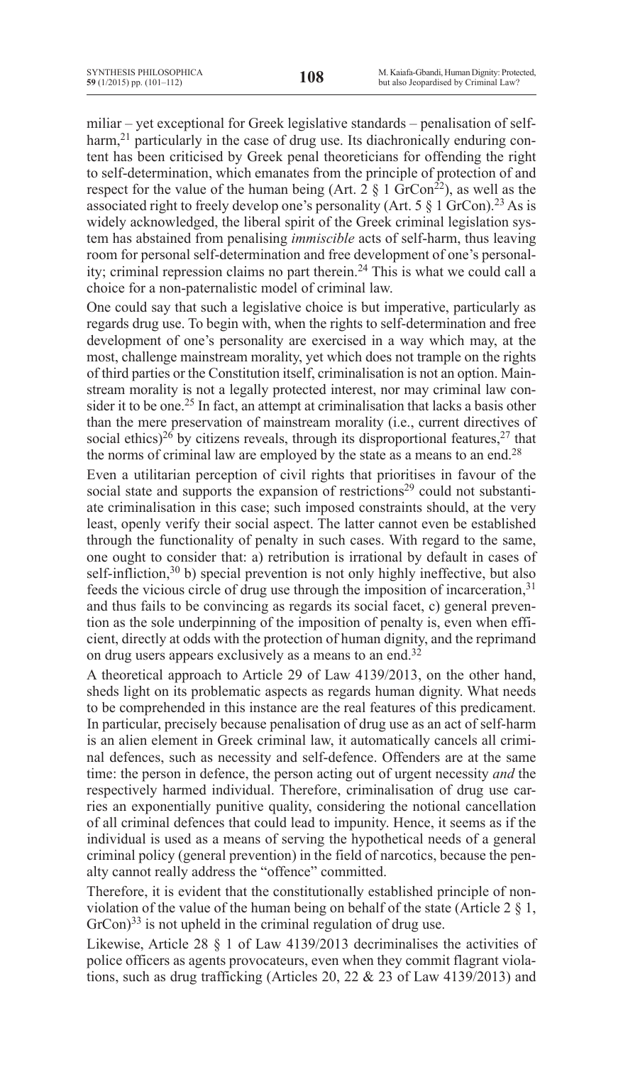miliar – yet exceptional for Greek legislative standards – penalisation of self-harm,[21] particularly in the case of drug use. Its diachronically enduring content has been criticised by Greek penal theoreticians for offending the right to self-determination, which emanates from the principle of protection of and respect for the value of the human being (Art. 2 § 1 GrCon[22]), as well as the associated right to freely develop one's personality (Art. 5 § 1 GrCon).[23] As is widely acknowledged, the liberal spirit of the Greek criminal legislation system has abstained from penalising *immiscible* acts of self-harm, thus leaving room for personal self-determination and free development of one's personality; criminal repression claims no part therein.[24] This is what we could call a choice for a non-paternalistic model of criminal law.

One could say that such a legislative choice is but imperative, particularly as regards drug use. To begin with, when the rights to self-determination and free development of one's personality are exercised in a way which may, at the most, challenge mainstream morality, yet which does not trample on the rights of third parties or the Constitution itself, criminalisation is not an option. Mainstream morality is not a legally protected interest, nor may criminal law consider it to be one.[25] In fact, an attempt at criminalisation that lacks a basis other than the mere preservation of mainstream morality (i.e., current directives of social ethics)[26] by citizens reveals, through its disproportional features,[27] that the norms of criminal law are employed by the state as a means to an end.[28]

Even a utilitarian perception of civil rights that prioritises in favour of the social state and supports the expansion of restrictions[29] could not substantiate criminalisation in this case; such imposed constraints should, at the very least, openly verify their social aspect. The latter cannot even be established through the functionality of penalty in such cases. With regard to the same, one ought to consider that: a) retribution is irrational by default in cases of self-infliction,[30] b) special prevention is not only highly ineffective, but also feeds the vicious circle of drug use through the imposition of incarceration,[31] and thus fails to be convincing as regards its social facet, c) general prevention as the sole underpinning of the imposition of penalty is, even when efficient, directly at odds with the protection of human dignity, and the reprimand on drug users appears exclusively as a means to an end.[32]

A theoretical approach to Article 29 of Law 4139/2013, on the other hand, sheds light on its problematic aspects as regards human dignity. What needs to be comprehended in this instance are the real features of this predicament. In particular, precisely because penalisation of drug use as an act of self-harm is an alien element in Greek criminal law, it automatically cancels all criminal defences, such as necessity and self-defence. Offenders are at the same time: the person in defence, the person acting out of urgent necessity *and* the respectively harmed individual. Therefore, criminalisation of drug use carries an exponentially punitive quality, considering the notional cancellation of all criminal defences that could lead to impunity. Hence, it seems as if the individual is used as a means of serving the hypothetical needs of a general criminal policy (general prevention) in the field of narcotics, because the penalty cannot really address the "offence" committed.

Therefore, it is evident that the constitutionally established principle of non-violation of the value of the human being on behalf of the state (Article 2 § 1, GrCon)[33] is not upheld in the criminal regulation of drug use.

Likewise, Article 28 § 1 of Law 4139/2013 decriminalises the activities of police officers as agents provocateurs, even when they commit flagrant violations, such as drug trafficking (Articles 20, 22 & 23 of Law 4139/2013) and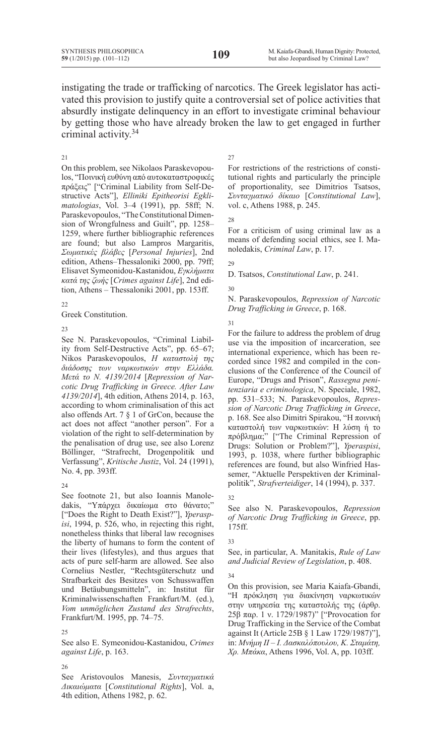instigating the trade or trafficking of narcotics. The Greek legislator has activated this provision to justify quite a controversial set of police activities that absurdly instigate delinquency in an effort to investigate criminal behaviour by getting those who have already broken the law to get engaged in further criminal activity.[34]

21

On this problem, see Nikolaos Paraskevopoulos, "Ποινική ευθύνη από αυτοκαταστροφικές πράξεις" ["Criminal Liability from Self-Destructive Acts"], *Elliniki Epitheorisi Egklimatologias*, Vol. 3–4 (1991), pp. 58ff; N. Paraskevopoulos, "The Constitutional Dimension of Wrongfulness and Guilt", pp. 1258–1259, where further bibliographic references are found; but also Lampros Margaritis, *Σωματικές βλάβες* [*Personal Injuries*], 2nd edition, Athens–Thessaloniki 2000, pp. 79ff; Elisavet Symeonidou-Kastanidou, *Εγκλήματα κατά της ζωής* [*Crimes against Life*], 2nd edition, Athens – Thessaloniki 2001, pp. 153ff.

22

Greek Constitution.

23

See N. Paraskevopoulos, "Criminal Liability from Self-Destructive Acts", pp. 65–67; Nikos Paraskevopoulos, *Η καταστολή της διάδοσης των ναρκωτικών στην Ελλάδα. Μετά το Ν. 4139/2014* [*Repression of Narcotic Drug Trafficking in Greece. After Law 4139/2014*], 4th edition, Athens 2014, p. 163, according to whom criminalisation of this act also offends Art. 7 § 1 of GrCon, because the act does not affect "another person". For a violation of the right to self-determination by the penalisation of drug use, see also Lorenz Böllinger, "Strafrecht, Drogenpolitik und Verfassung", *Kritische Justiz*, Vol. 24 (1991), No. 4, pp. 393ff.

24

See footnote 21, but also Ioannis Manoledakis, "Υπάρχει δικαίωμα στο θάνατο;" ["Does the Right to Death Exist?"], *Yperaspisi*, 1994, p. 526, who, in rejecting this right, nonetheless thinks that liberal law recognises the liberty of humans to form the content of their lives (lifestyles), and thus argues that acts of pure self-harm are allowed. See also Cornelius Nestler, "Rechtsgüterschutz und Strafbarkeit des Besitzes von Schusswaffen und Betäubungsmitteln", in: Institut für Kriminalwissenschaften Frankfurt/M. (ed.), *Vom unmöglichen Zustand des Strafrechts*, Frankfurt/M. 1995, pp. 74–75.

25

See also E. Symeonidou-Kastanidou, *Crimes against Life*, p. 163.

26

See Aristovoulos Manesis, *Συνταγματικά Δικαιώματα* [*Constitutional Rights*], Vol. a, 4th edition, Athens 1982, p. 62.

27

For restrictions of the restrictions of constitutional rights and particularly the principle of proportionality, see Dimitrios Tsatsos, *Συνταγματικό δίκαιο* [*Constitutional Law*], vol. c, Athens 1988, p. 245.

28

For a criticism of using criminal law as a means of defending social ethics, see I. Manoledakis, *Criminal Law*, p. 17.

29

D. Tsatsos, *Constitutional Law*, p. 241.

30

N. Paraskevopoulos, *Repression of Narcotic Drug Trafficking in Greece*, p. 168.

31

For the failure to address the problem of drug use via the imposition of incarceration, see international experience, which has been recorded since 1982 and compiled in the conclusions of the Conference of the Council of Europe, "Drugs and Prison", *Rassegna penitenziaria e criminologica*, N. Speciale, 1982, pp. 531–533; N. Paraskevopoulos, *Repression of Narcotic Drug Trafficking in Greece*, p. 168. See also Dimitri Spirakou, "Η ποινική καταστολή των ναρκωτικών: Η λύση ή το πρόβλημα;" ["The Criminal Repression of Drugs: Solution or Problem?"], *Yperaspisi*, 1993, p. 1038, where further bibliographic references are found, but also Winfried Hassemer, "Aktuelle Perspektiven der Kriminalpolitik", *Strafverteidiger*, 14 (1994), p. 337.

32

See also N. Paraskevopoulos, *Repression of Narcotic Drug Trafficking in Greece*, pp. 175ff.

33

See, in particular, A. Manitakis, *Rule of Law and Judicial Review of Legislation*, p. 408.

34

On this provision, see Maria Kaiafa-Gbandi, "Η πρόκληση για διακίνηση ναρκωτικών στην υπηρεσία της καταστολής της (άρθρ. 25β παρ. 1 ν. 1729/1987)" ["Provocation for Drug Trafficking in the Service of the Combat against It (Article 25B § 1 Law 1729/1987)"], in: *Μνήμη ΙΙ – Ι. Δασκαλόπουλου, Κ. Σταμάτη, Χρ. Μπάκα*, Athens 1996, Vol. A, pp. 103ff.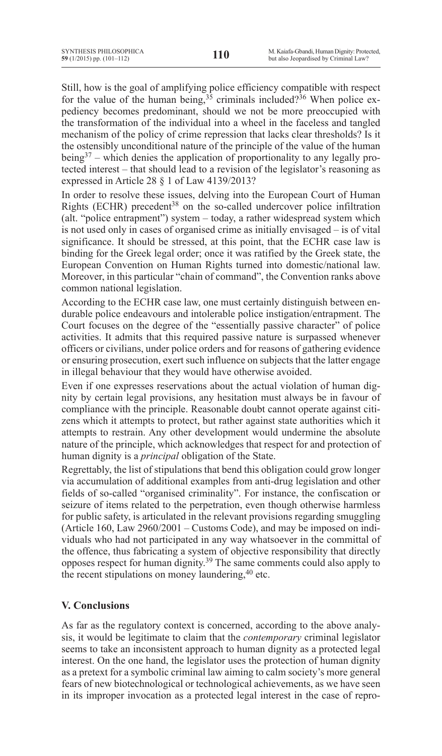Still, how is the goal of amplifying police efficiency compatible with respect for the value of the human being,[35] criminals included?[36] When police expediency becomes predominant, should we not be more preoccupied with the transformation of the individual into a wheel in the faceless and tangled mechanism of the policy of crime repression that lacks clear thresholds? Is it the ostensibly unconditional nature of the principle of the value of the human being[37] – which denies the application of proportionality to any legally protected interest – that should lead to a revision of the legislator's reasoning as expressed in Article 28 § 1 of Law 4139/2013?

In order to resolve these issues, delving into the European Court of Human Rights (ECHR) precedent[38] on the so-called undercover police infiltration (alt. "police entrapment") system – today, a rather widespread system which is not used only in cases of organised crime as initially envisaged – is of vital significance. It should be stressed, at this point, that the ECHR case law is binding for the Greek legal order; once it was ratified by the Greek state, the European Convention on Human Rights turned into domestic/national law. Moreover, in this particular "chain of command", the Convention ranks above common national legislation.

According to the ECHR case law, one must certainly distinguish between endurable police endeavours and intolerable police instigation/entrapment. The Court focuses on the degree of the "essentially passive character" of police activities. It admits that this required passive nature is surpassed whenever officers or civilians, under police orders and for reasons of gathering evidence or ensuring prosecution, exert such influence on subjects that the latter engage in illegal behaviour that they would have otherwise avoided.

Even if one expresses reservations about the actual violation of human dignity by certain legal provisions, any hesitation must always be in favour of compliance with the principle. Reasonable doubt cannot operate against citizens which it attempts to protect, but rather against state authorities which it attempts to restrain. Any other development would undermine the absolute nature of the principle, which acknowledges that respect for and protection of human dignity is a *principal* obligation of the State.

Regrettably, the list of stipulations that bend this obligation could grow longer via accumulation of additional examples from anti-drug legislation and other fields of so-called "organised criminality". For instance, the confiscation or seizure of items related to the perpetration, even though otherwise harmless for public safety, is articulated in the relevant provisions regarding smuggling (Article 160, Law 2960/2001 – Customs Code), and may be imposed on individuals who had not participated in any way whatsoever in the committal of the offence, thus fabricating a system of objective responsibility that directly opposes respect for human dignity.[39] The same comments could also apply to the recent stipulations on money laundering,[40] etc.

## V. Conclusions

As far as the regulatory context is concerned, according to the above analysis, it would be legitimate to claim that the *contemporary* criminal legislator seems to take an inconsistent approach to human dignity as a protected legal interest. On the one hand, the legislator uses the protection of human dignity as a pretext for a symbolic criminal law aiming to calm society's more general fears of new biotechnological or technological achievements, as we have seen in its improper invocation as a protected legal interest in the case of repro-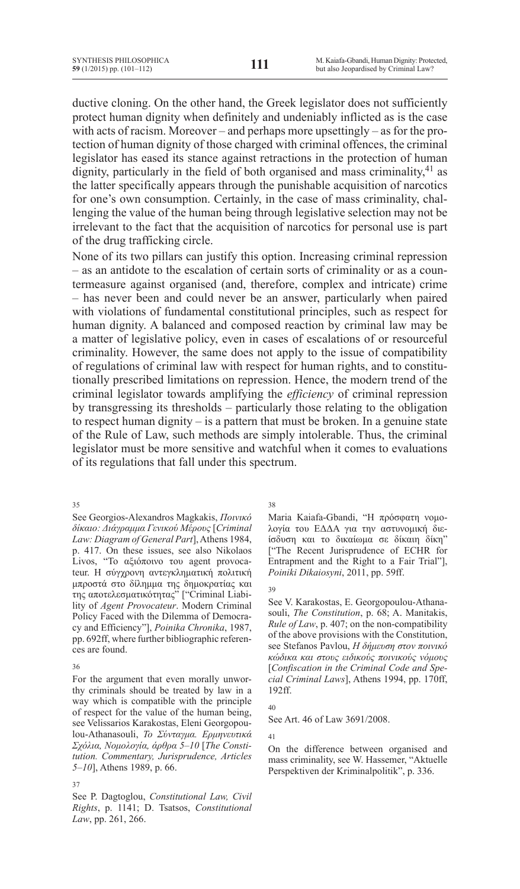ductive cloning. On the other hand, the Greek legislator does not sufficiently protect human dignity when definitely and undeniably inflicted as is the case with acts of racism. Moreover – and perhaps more upsettingly – as for the protection of human dignity of those charged with criminal offences, the criminal legislator has eased its stance against retractions in the protection of human dignity, particularly in the field of both organised and mass criminality,[41] as the latter specifically appears through the punishable acquisition of narcotics for one's own consumption. Certainly, in the case of mass criminality, challenging the value of the human being through legislative selection may not be irrelevant to the fact that the acquisition of narcotics for personal use is part of the drug trafficking circle.

None of its two pillars can justify this option. Increasing criminal repression – as an antidote to the escalation of certain sorts of criminality or as a countermeasure against organised (and, therefore, complex and intricate) crime – has never been and could never be an answer, particularly when paired with violations of fundamental constitutional principles, such as respect for human dignity. A balanced and composed reaction by criminal law may be a matter of legislative policy, even in cases of escalations of or resourceful criminality. However, the same does not apply to the issue of compatibility of regulations of criminal law with respect for human rights, and to constitutionally prescribed limitations on repression. Hence, the modern trend of the criminal legislator towards amplifying the *efficiency* of criminal repression by transgressing its thresholds – particularly those relating to the obligation to respect human dignity – is a pattern that must be broken. In a genuine state of the Rule of Law, such methods are simply intolerable. Thus, the criminal legislator must be more sensitive and watchful when it comes to evaluations of its regulations that fall under this spectrum.

---

35

See Georgios-Alexandros Magkakis, *Ποινικό δίκαιο: Διάγραμμα Γενικού Μέρους* [*Criminal Law: Diagram of General Part*], Athens 1984, p. 417. On these issues, see also Nikolaos Livos, "Το αξιόποινο του agent provocateur. Η σύγχρονη αντεγκληματική πολιτική μπροστά στο δίλημμα της δημοκρατίας και της αποτελεσματικότητας" ["Criminal Liability of *Agent Provocateur*. Modern Criminal Policy Faced with the Dilemma of Democracy and Efficiency"], *Poinika Chronika*, 1987, pp. 692ff, where further bibliographic references are found.

36

For the argument that even morally unworthy criminals should be treated by law in a way which is compatible with the principle of respect for the value of the human being, see Velissarios Karakostas, Eleni Georgopoulou-Athanasouli, *Το Σύνταγμα. Ερμηνευτικά Σχόλια, Νομολογία, άρθρα 5–10* [*The Constitution. Commentary, Jurisprudence, Articles 5–10*], Athens 1989, p. 66.

37

See P. Dagtoglou, *Constitutional Law, Civil Rights*, p. 1141; D. Tsatsos, *Constitutional Law*, pp. 261, 266.

38

Maria Kaiafa-Gbandi, "Η πρόσφατη νομολογία του ΕΔΔΑ για την αστυνομική διείσδυση και το δικαίωμα σε δίκαιη δίκη" ["The Recent Jurisprudence of ECHR for Entrapment and the Right to a Fair Trial"], *Poiniki Dikaiosyni*, 2011, pp. 59ff.

39

See V. Karakostas, E. Georgopoulou-Athanasouli, *The Constitution*, p. 68; A. Manitakis, *Rule of Law*, p. 407; on the non-compatibility of the above provisions with the Constitution, see Stefanos Pavlou, *Η δήμευση στον ποινικό κώδικα και στους ειδικούς ποινικούς νόμους* [*Confiscation in the Criminal Code and Special Criminal Laws*], Athens 1994, pp. 170ff, 192ff.

40

See Art. 46 of Law 3691/2008.

41

On the difference between organised and mass criminality, see W. Hassemer, "Aktuelle Perspektiven der Kriminalpolitik", p. 336.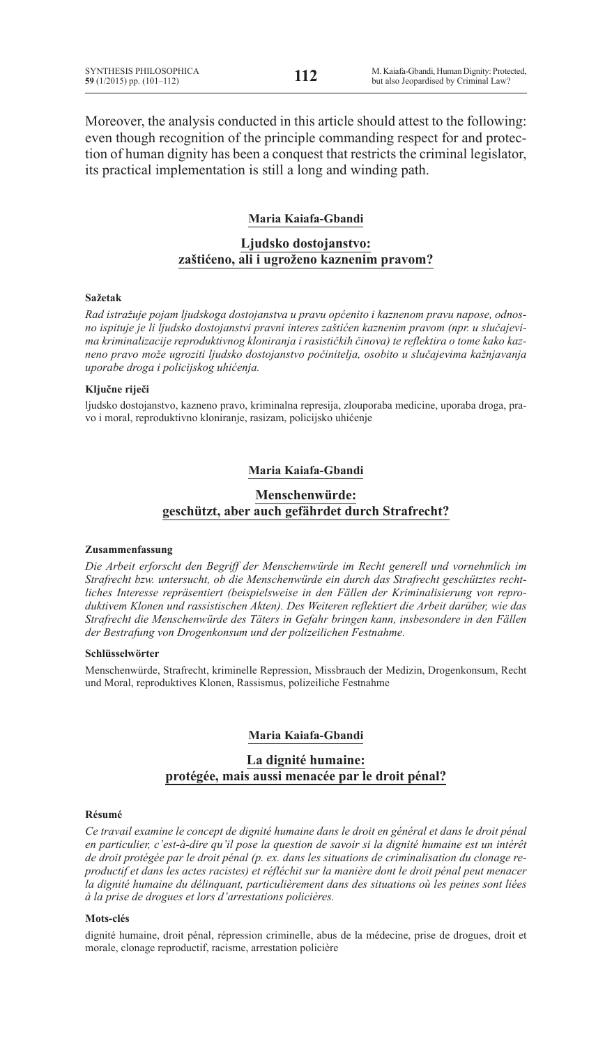Moreover, the analysis conducted in this article should attest to the following: even though recognition of the principle commanding respect for and protection of human dignity has been a conquest that restricts the criminal legislator, its practical implementation is still a long and winding path.

**Maria Kaiafa-Gbandi**

## Ljudsko dostojanstvo: zaštićeno, ali i ugroženo kaznenim pravom?

**Sažetak**

*Rad istražuje pojam ljudskoga dostojanstva u pravu općenito i kaznenom pravu napose, odnosno ispituje je li ljudsko dostojanstvi pravni interes zaštićen kaznenim pravom (npr. u slučajevima kriminalizacije reproduktivnog kloniranja i rasističkih činova) te reflektira o tome kako kazneno pravo može ugroziti ljudsko dostojanstvo počinitelja, osobito u slučajevima kažnjavanja uporabe droga i policijskog uhićenja.*

**Ključne riječi**

ljudsko dostojanstvo, kazneno pravo, kriminalna represija, zlouporaba medicine, uporaba droga, pravo i moral, reproduktivno kloniranje, rasizam, policijsko uhićenje

**Maria Kaiafa-Gbandi**

## Menschenwürde: geschützt, aber auch gefährdet durch Strafrecht?

**Zusammenfassung**

*Die Arbeit erforscht den Begriff der Menschenwürde im Recht generell und vornehmlich im Strafrecht bzw. untersucht, ob die Menschenwürde ein durch das Strafrecht geschütztes rechtliches Interesse repräsentiert (beispielsweise in den Fällen der Kriminalisierung von reproduktivem Klonen und rassistischen Akten). Des Weiteren reflektiert die Arbeit darüber, wie das Strafrecht die Menschenwürde des Täters in Gefahr bringen kann, insbesondere in den Fällen der Bestrafung von Drogenkonsum und der polizeilichen Festnahme.*

**Schlüsselwörter**

Menschenwürde, Strafrecht, kriminelle Repression, Missbrauch der Medizin, Drogenkonsum, Recht und Moral, reproduktives Klonen, Rassismus, polizeiliche Festnahme

**Maria Kaiafa-Gbandi**

## La dignité humaine: protégée, mais aussi menacée par le droit pénal?

**Résumé**

*Ce travail examine le concept de dignité humaine dans le droit en général et dans le droit pénal en particulier, c'est-à-dire qu'il pose la question de savoir si la dignité humaine est un intérêt de droit protégée par le droit pénal (p. ex. dans les situations de criminalisation du clonage reproductif et dans les actes racistes) et réfléchit sur la manière dont le droit pénal peut menacer la dignité humaine du délinquant, particulièrement dans des situations où les peines sont liées à la prise de drogues et lors d'arrestations policières.*

**Mots-clés**

dignité humaine, droit pénal, répression criminelle, abus de la médecine, prise de drogues, droit et morale, clonage reproductif, racisme, arrestation policière